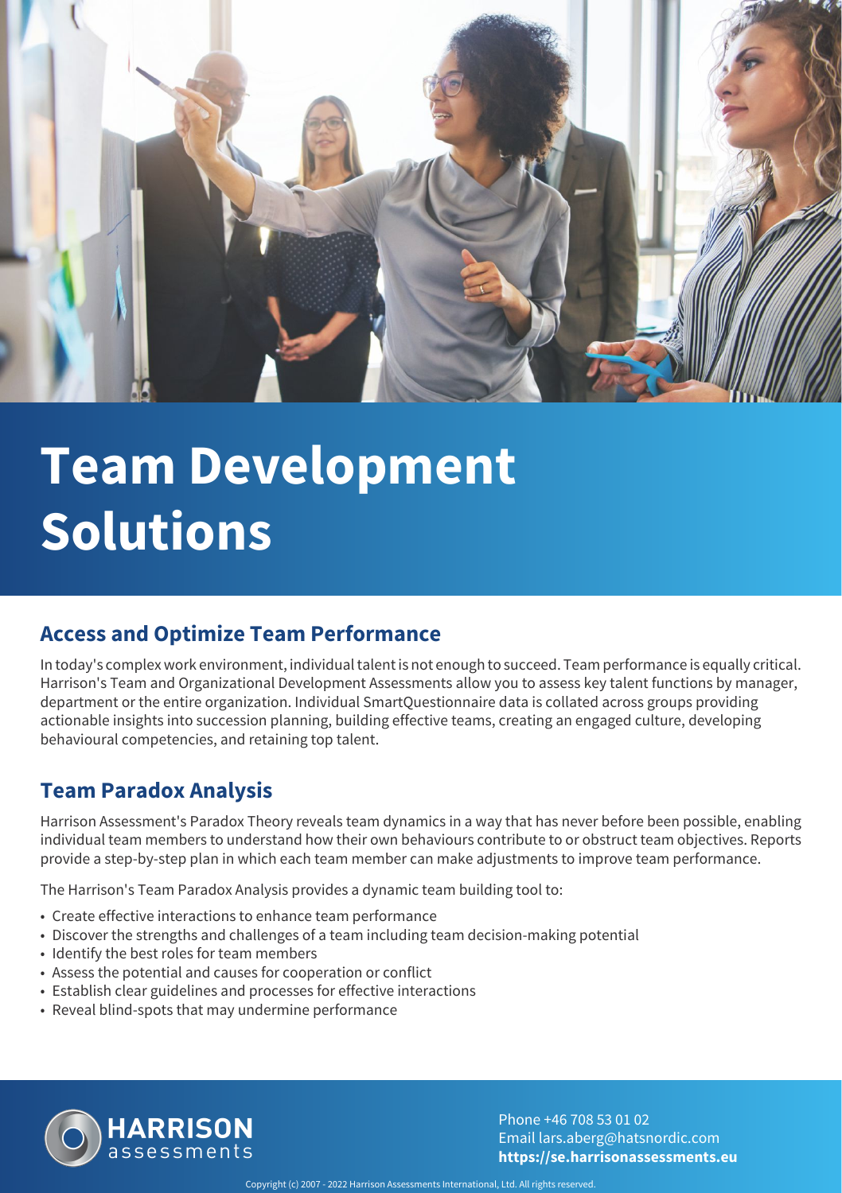# Team Development Solutions

## Access and Optimize Team Performance

In today's complex work environment, individual talent is not enough to succeed. Team performance is equally critical. Harrison's Team and Organizational Development Assessments allow you to assess key talent functions by manager, department or the entire organization. Individual SmartQuestionnaire data is collated across groups providing actionable insights into succession planning, building effective teams, creating an engaged culture, developing behavioural competencies, and retaining top talent.

## Team Paradox Analysis

Harrison Assessment's Paradox Theory reveals team dynamics in a way that has never before been possible, enabling individual team members to understand how their own behaviours contribute to or obstruct team objectives. Reports provide a step-by-step plan in which each team member can make adjustments to improve team performance.

The Harrison's Team Paradox Analysis provides a dynamic team building tool to:

- Create effective interactions to enhance team performance
- Discover the strengths and challenges of a team including team decision-making potential
- Identify the best roles for team members
- Assess the potential and causes for cooperation or conflict
- Establish clear guidelines and processes for effective interactions
- Reveal blind-spots that may undermine performance

HARRISON assessments

Phone +46 708 53 01 02
Email lars.aberg@hatsnordic.com
**https://se.harrisonassessments.eu**

Copyright (c) 2007 - 2022 Harrison Assessments International, Ltd. All rights reserved.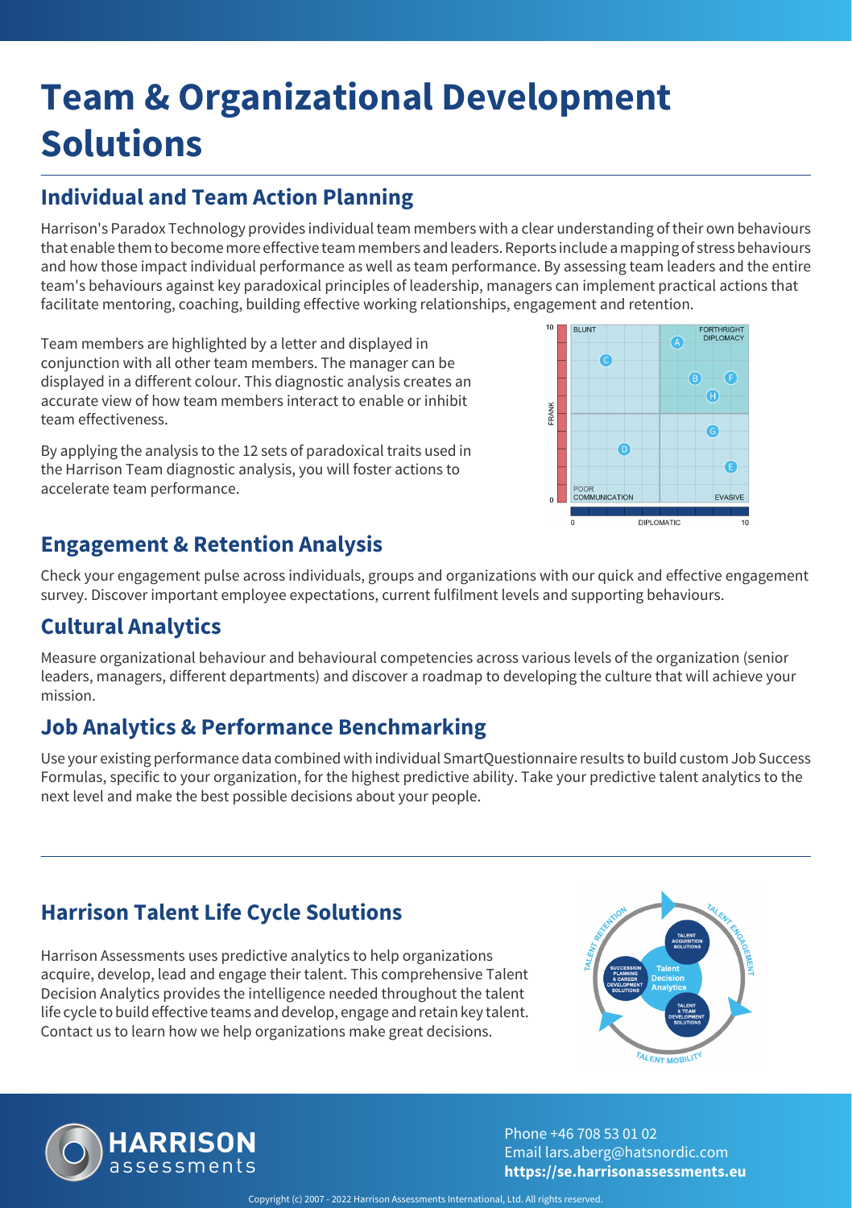# Team & Organizational Development Solutions

## Individual and Team Action Planning

Harrison's Paradox Technology provides individual team members with a clear understanding of their own behaviours that enable them to become more effective team members and leaders. Reports include a mapping of stress behaviours and how those impact individual performance as well as team performance. By assessing team leaders and the entire team's behaviours against key paradoxical principles of leadership, managers can implement practical actions that facilitate mentoring, coaching, building effective working relationships, engagement and retention.

Team members are highlighted by a letter and displayed in conjunction with all other team members. The manager can be displayed in a different colour. This diagnostic analysis creates an accurate view of how team members interact to enable or inhibit team effectiveness.

By applying the analysis to the 12 sets of paradoxical traits used in the Harrison Team diagnostic analysis, you will foster actions to accelerate team performance.

10
BLUNT
FORTHRIGHT DIPLOMACY
A
C
B
F
H
FRANK
G
D
E
0
POOR COMMUNICATION
EVASIVE
0
DIPLOMATIC
10

## Engagement & Retention Analysis

Check your engagement pulse across individuals, groups and organizations with our quick and effective engagement survey. Discover important employee expectations, current fulfilment levels and supporting behaviours.

## Cultural Analytics

Measure organizational behaviour and behavioural competencies across various levels of the organization (senior leaders, managers, different departments) and discover a roadmap to developing the culture that will achieve your mission.

## Job Analytics & Performance Benchmarking

Use your existing performance data combined with individual SmartQuestionnaire results to build custom Job Success Formulas, specific to your organization, for the highest predictive ability. Take your predictive talent analytics to the next level and make the best possible decisions about your people.

---

## Harrison Talent Life Cycle Solutions

Harrison Assessments uses predictive analytics to help organizations acquire, develop, lead and engage their talent. This comprehensive Talent Decision Analytics provides the intelligence needed throughout the talent life cycle to build effective teams and develop, engage and retain key talent. Contact us to learn how we help organizations make great decisions.

TALENT RETENTION
TALENT ENGAGEMENT
TALENT MOBILITY
TALENT ACQUISITION SOLUTIONS
SUCCESSION PLANNING & CAREER DEVELOPMENT SOLUTIONS
Talent Decision Analytics
TALENT & TEAM DEVELOPMENT SOLUTIONS

HARRISON assessments

Phone +46 708 53 01 02
Email lars.aberg@hatsnordic.com
**https://se.harrisonassessments.eu**

Copyright (c) 2007 - 2022 Harrison Assessments International, Ltd. All rights reserved.